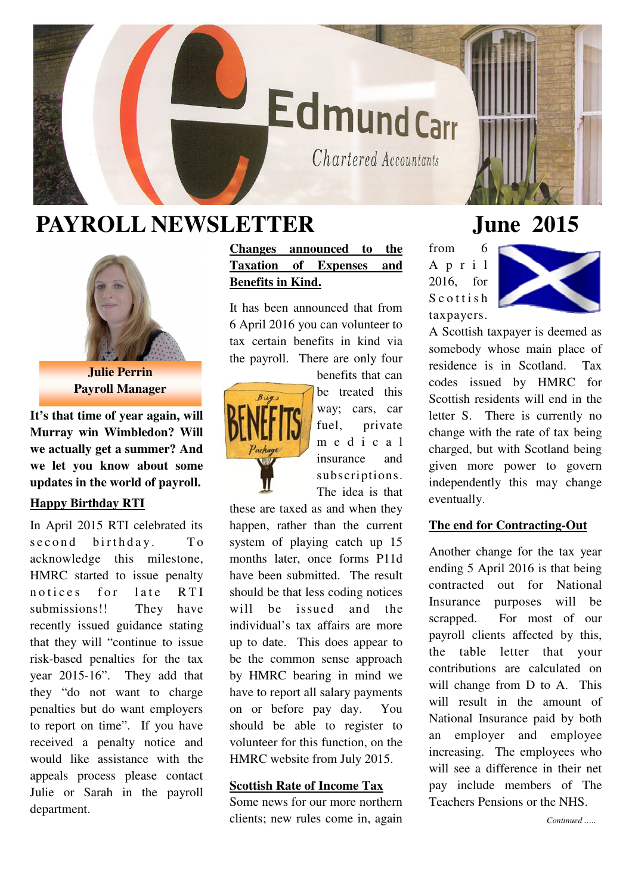# PAYROLL NEWSLETTER

# June 2015

**Julie Perrin**
**Payroll Manager**

**It's that time of year again, will Murray win Wimbledon? Will we actually get a summer? And we let you know about some updates in the world of payroll.**

## Happy Birthday RTI

In April 2015 RTI celebrated its second birthday. To acknowledge this milestone, HMRC started to issue penalty notices for late RTI submissions!! They have recently issued guidance stating that they will "continue to issue risk-based penalties for the tax year 2015-16". They add that they "do not want to charge penalties but do want employers to report on time". If you have received a penalty notice and would like assistance with the appeals process please contact Julie or Sarah in the payroll department.

## Changes announced to the Taxation of Expenses and Benefits in Kind.

It has been announced that from 6 April 2016 you can volunteer to tax certain benefits in kind via the payroll. There are only four benefits that can be treated this way; cars, car fuel, private medical insurance and subscriptions. The idea is that these are taxed as and when they happen, rather than the current system of playing catch up 15 months later, once forms P11d have been submitted. The result should be that less coding notices will be issued and the individual's tax affairs are more up to date. This does appear to be the common sense approach by HMRC bearing in mind we have to report all salary payments on or before pay day. You should be able to register to volunteer for this function, on the HMRC website from July 2015.

## Scottish Rate of Income Tax

Some news for our more northern clients; new rules come in, again from 6 April 2016, for Scottish taxpayers. A Scottish taxpayer is deemed as somebody whose main place of residence is in Scotland. Tax codes issued by HMRC for Scottish residents will end in the letter S. There is currently no change with the rate of tax being charged, but with Scotland being given more power to govern independently this may change eventually.

## The end for Contracting-Out

Another change for the tax year ending 5 April 2016 is that being contracted out for National Insurance purposes will be scrapped. For most of our payroll clients affected by this, the table letter that your contributions are calculated on will change from D to A. This will result in the amount of National Insurance paid by both an employer and employee increasing. The employees who will see a difference in their net pay include members of The Teachers Pensions or the NHS.

*Continued …..*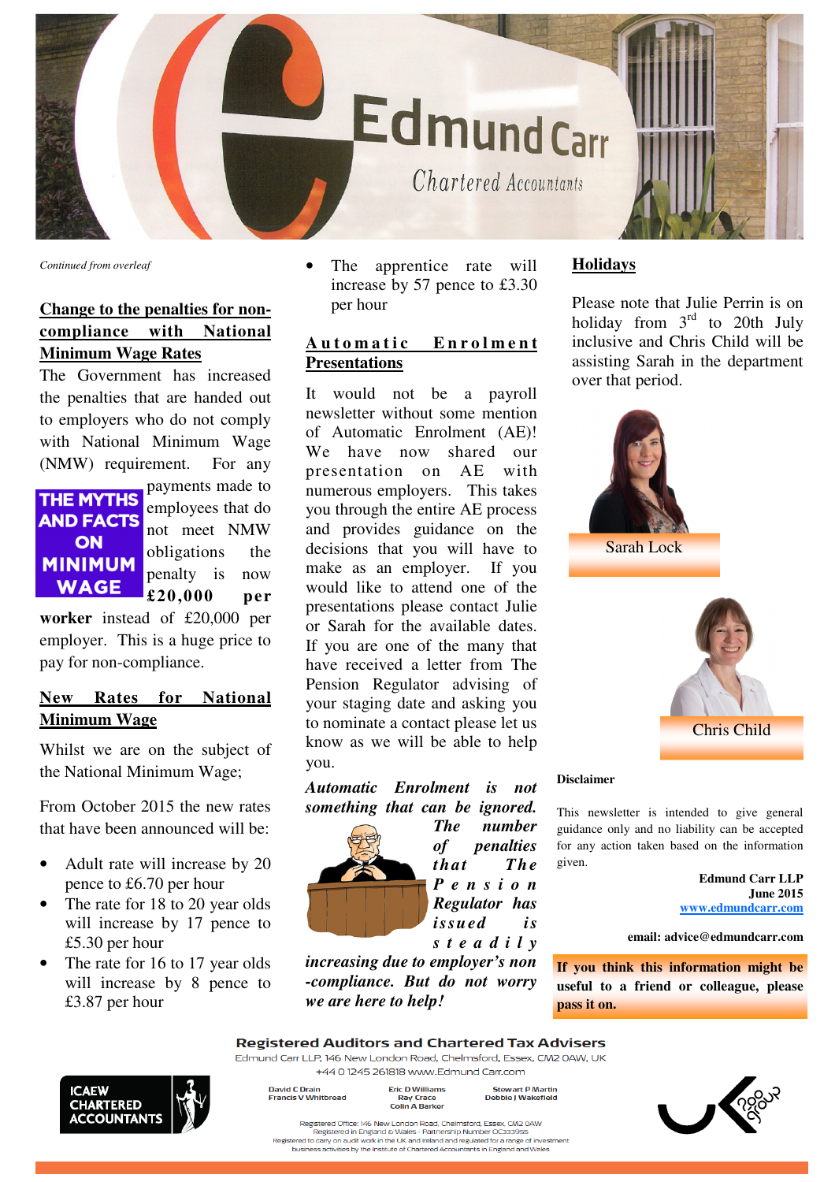*Continued from overleaf*

## Change to the penalties for non-compliance with National Minimum Wage Rates

The Government has increased the penalties that are handed out to employers who do not comply with National Minimum Wage (NMW) requirement. For any payments made to employees that do not meet NMW obligations the penalty is now **£20,000 per worker** instead of £20,000 per employer. This is a huge price to pay for non-compliance.

THE MYTHS AND FACTS ON MINIMUM WAGE

## New Rates for National Minimum Wage

Whilst we are on the subject of the National Minimum Wage;

From October 2015 the new rates that have been announced will be:

- Adult rate will increase by 20 pence to £6.70 per hour
- The rate for 18 to 20 year olds will increase by 17 pence to £5.30 per hour
- The rate for 16 to 17 year olds will increase by 8 pence to £3.87 per hour
- The apprentice rate will increase by 57 pence to £3.30 per hour

## Automatic Enrolment Presentations

It would not be a payroll newsletter without some mention of Automatic Enrolment (AE)! We have now shared our presentation on AE with numerous employers. This takes you through the entire AE process and provides guidance on the decisions that you will have to make as an employer. If you would like to attend one of the presentations please contact Julie or Sarah for the available dates. If you are one of the many that have received a letter from The Pension Regulator advising of your staging date and asking you to nominate a contact please let us know as we will be able to help you.

***Automatic Enrolment is not something that can be ignored. The number of penalties that The Pension Regulator has issued is steadily increasing due to employer's non-compliance. But do not worry we are here to help!***

## Holidays

Please note that Julie Perrin is on holiday from 3rd to 20th July inclusive and Chris Child will be assisting Sarah in the department over that period.

Sarah Lock

Chris Child

**Disclaimer**

This newsletter is intended to give general guidance only and no liability can be accepted for any action taken based on the information given.

**Edmund Carr LLP**
**June 2015**
**www.edmundcarr.com**

**email: advice@edmundcarr.com**

**If you think this information might be useful to a friend or colleague, please pass it on.**

**Registered Auditors and Chartered Tax Advisers**

Edmund Carr LLP, 146 New London Road, Chelmsford, Essex, CM2 0AW, UK
+44 0 1245 261818 www.Edmund Carr.com

ICAEW CHARTERED ACCOUNTANTS

David C Drain
Francis V Whitbread

Eric D Williams
Ray Crace
Colin A Barker

Stewart P Martin
Debbie J Wakefield

Registered Office: 146 New London Road, Chelmsford, Essex, CM2 0AW
Registered in England & Wales - Partnership Number OC333955
Registered to carry on audit work in the UK and Ireland and regulated for a range of investment business activities by the Institute of Chartered Accountants in England and Wales